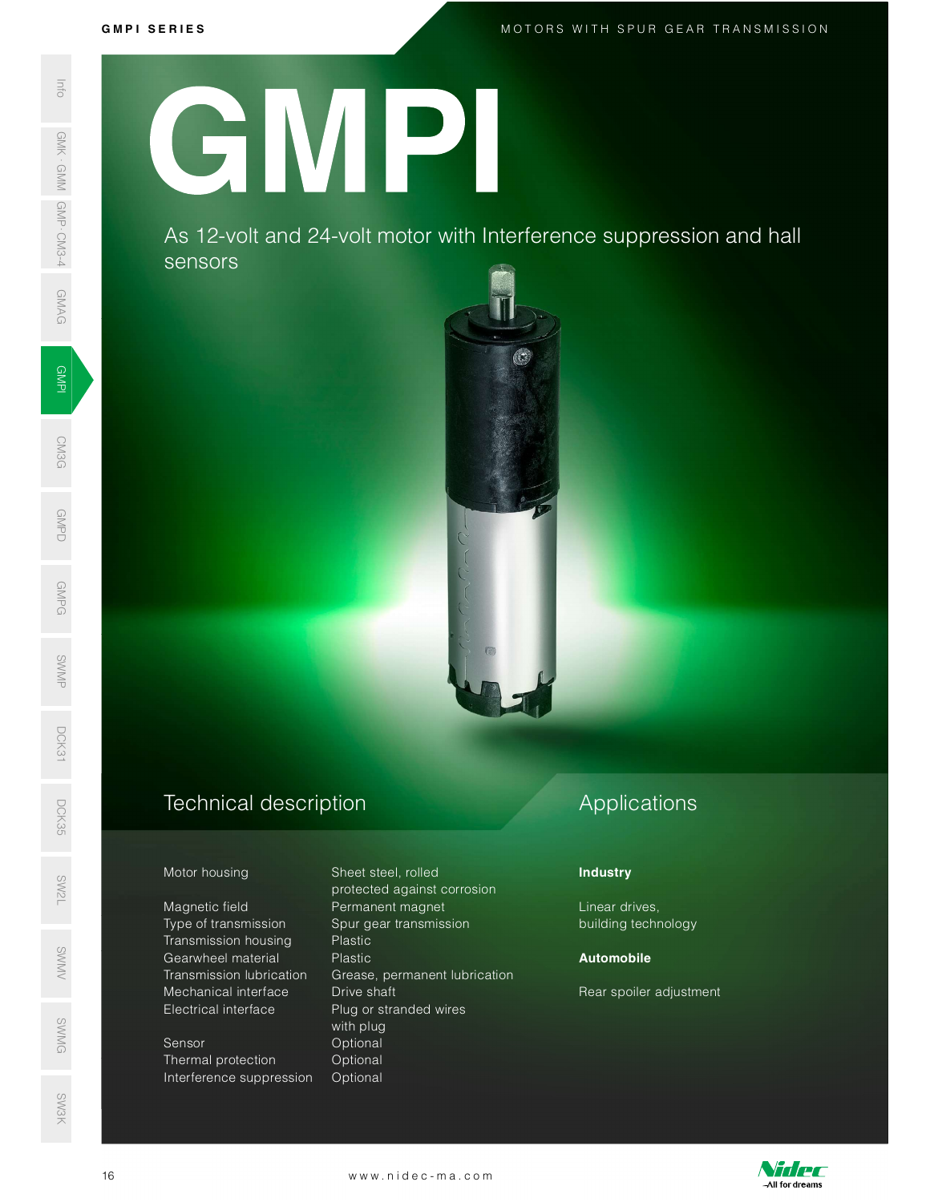# GMPI

As 12-volt and 24-volt motor with Interference suppression and hall sensors

## Technical description

| | |
|---|---|
| Motor housing | Sheet steel, rolled protected against corrosion |
| Magnetic field | Permanent magnet |
| Type of transmission | Spur gear transmission |
| Transmission housing | Plastic |
| Gearwheel material | Plastic |
| Transmission lubrication | Grease, permanent lubrication |
| Mechanical interface | Drive shaft |
| Electrical interface | Plug or stranded wires with plug |
| Sensor | Optional |
| Thermal protection | Optional |
| Interference suppression | Optional |

## Applications

**Industry**

Linear drives, building technology

**Automobile**

Rear spoiler adjustment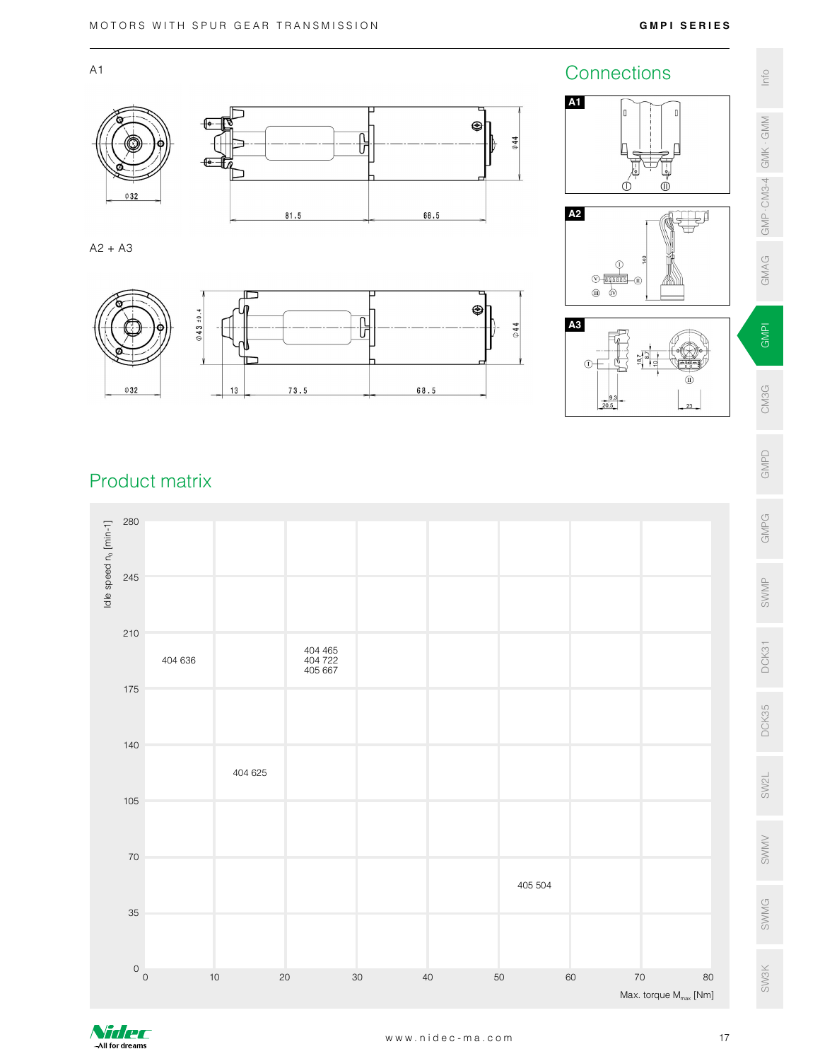A1

Ø32

81.5

68.5

Ø44

A2 + A3

Ø32

Ø43 ±0.4

13

73.5

68.5

Ø44

## Connections

**A1**

**A2**

**A3**

## Product matrix

| Idle speed $n_0$ [min-1] | 0–10 Nm | 10–20 Nm | 20–30 Nm | 30–40 Nm | 40–50 Nm | 50–60 Nm | 60–70 Nm | 70–80 Nm |
|---|---|---|---|---|---|---|---|---|
| 245–280 | | | | | | | | |
| 210–245 | | | | | | | | |
| 175–210 | 404 636 | | 404 465<br>404 722<br>405 667 | | | | | |
| 140–175 | | | | | | | | |
| 105–140 | | 404 625 | | | | | | |
| 70–105 | | | | | | | | |
| 35–70 | | | | | | 405 504 | | |
| 0–35 | | | | | | | | |

Max. torque $M_{max}$ [Nm]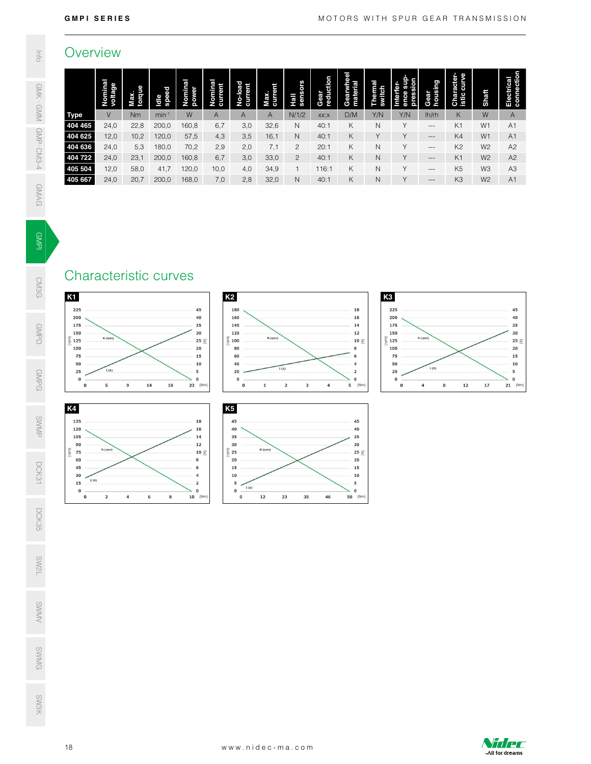## Overview

| Type | Nominal voltage | Max. torque | Idle speed | Nominal power | Nominal current | No-load current | Max. current | Hall sensors | Gear reduction | Gearwheel material | Thermal switch | Interfer-ence sup-pression | Gear housing | Character-istic curve | Shaft | Electrical connection |
|---|---|---|---|---|---|---|---|---|---|---|---|---|---|---|---|---|
| | V | Nm | min⁻¹ | W | A | A | A | N/1/2 | xx:x | D/M | Y/N | Y/N | lh/rh | K | W | A |
| 404 465 | 24,0 | 22,8 | 200,0 | 160,8 | 6,7 | 3,0 | 32,6 | N | 40:1 | K | N | Y | --- | K1 | W1 | A1 |
| 404 625 | 12,0 | 10,2 | 120,0 | 57,5 | 4,3 | 3,5 | 16,1 | N | 40:1 | K | Y | Y | --- | K4 | W1 | A1 |
| 404 636 | 24,0 | 5,3 | 180,0 | 70,2 | 2,9 | 2,0 | 7,1 | 2 | 20:1 | K | N | Y | --- | K2 | W2 | A2 |
| 404 722 | 24,0 | 23,1 | 200,0 | 160,8 | 6,7 | 3,0 | 33,0 | 2 | 40:1 | K | N | Y | --- | K1 | W2 | A2 |
| 405 504 | 12,0 | 58,0 | 41,7 | 120,0 | 10,0 | 4,0 | 34,9 | 1 | 116:1 | K | N | Y | --- | K5 | W3 | A3 |
| 405 667 | 24,0 | 20,7 | 200,0 | 168,0 | 7,0 | 2,8 | 32,0 | N | 40:1 | K | N | Y | --- | K3 | W2 | A1 |

## Characteristic curves

K1

K2

K3

K4

K5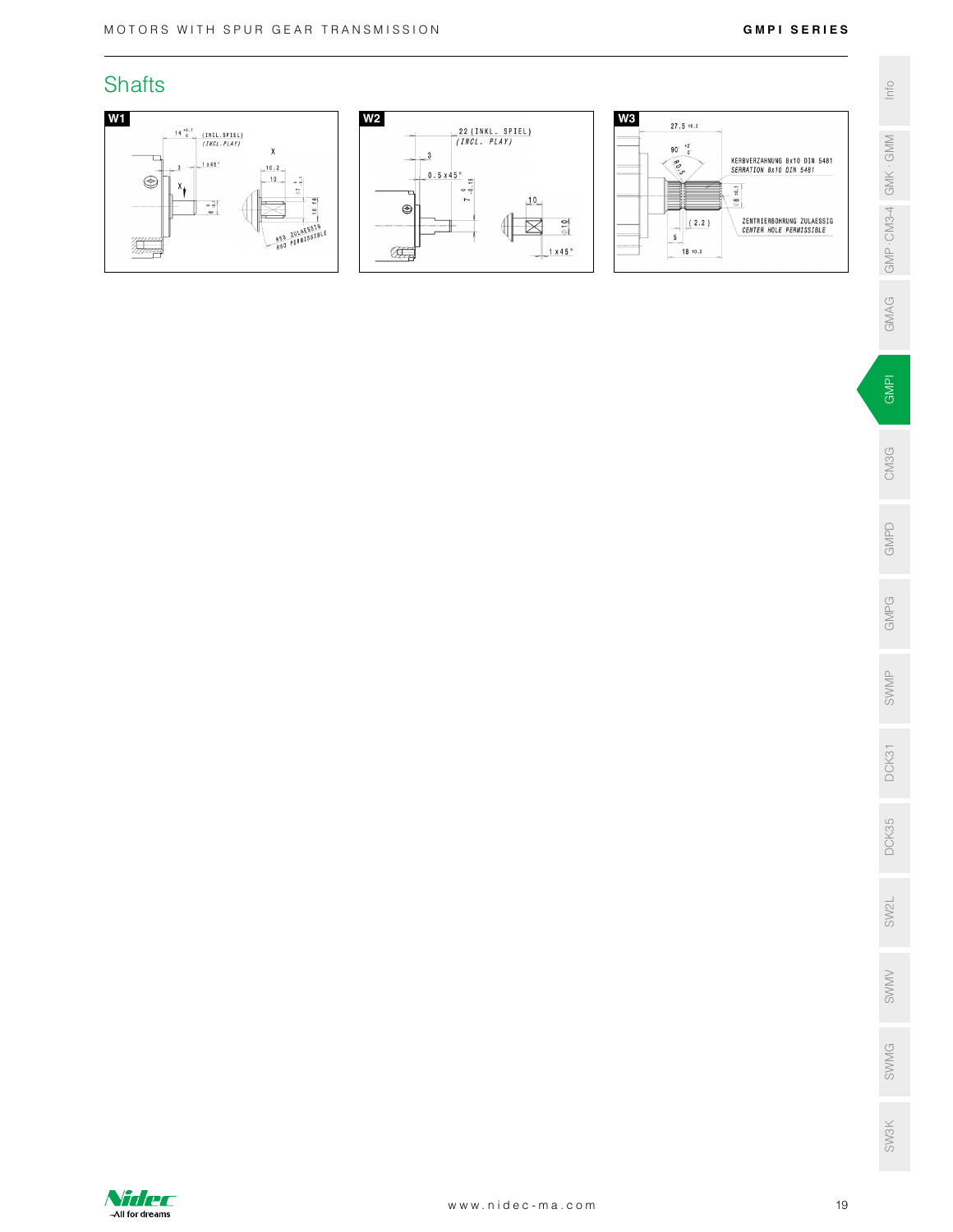## Shafts

**W1**

14 $^{+0.7}_{0}$ (INCL.SPIEL) (INCL.PLAY)

3

1 x 45°

X

10.2

10

Ø7 $^{0}_{-0.1}$

6 $^{0}_{-0.1}$

10 f6

R50 ZULAESSIG
R50 PERMISSIBLE

**W2**

22 (INKL. SPIEL) (INCL. PLAY)

3

0.5 x 45°

7 $^{0}_{-0.15}$

10

Ø10

1 x 45°

**W3**

27.5 ±0.3

90° $^{+2°}_{0°}$

R0.5

KERBVERZAHNUNG 8x10 DIN 5481
SERRATION 8x10 DIN 5481

Ø8 ±0.1

(2.2)

ZENTRIERBOHRUNG ZULAESSIG
CENTER HOLE PERMISSIBLE

5

18 ±0.2